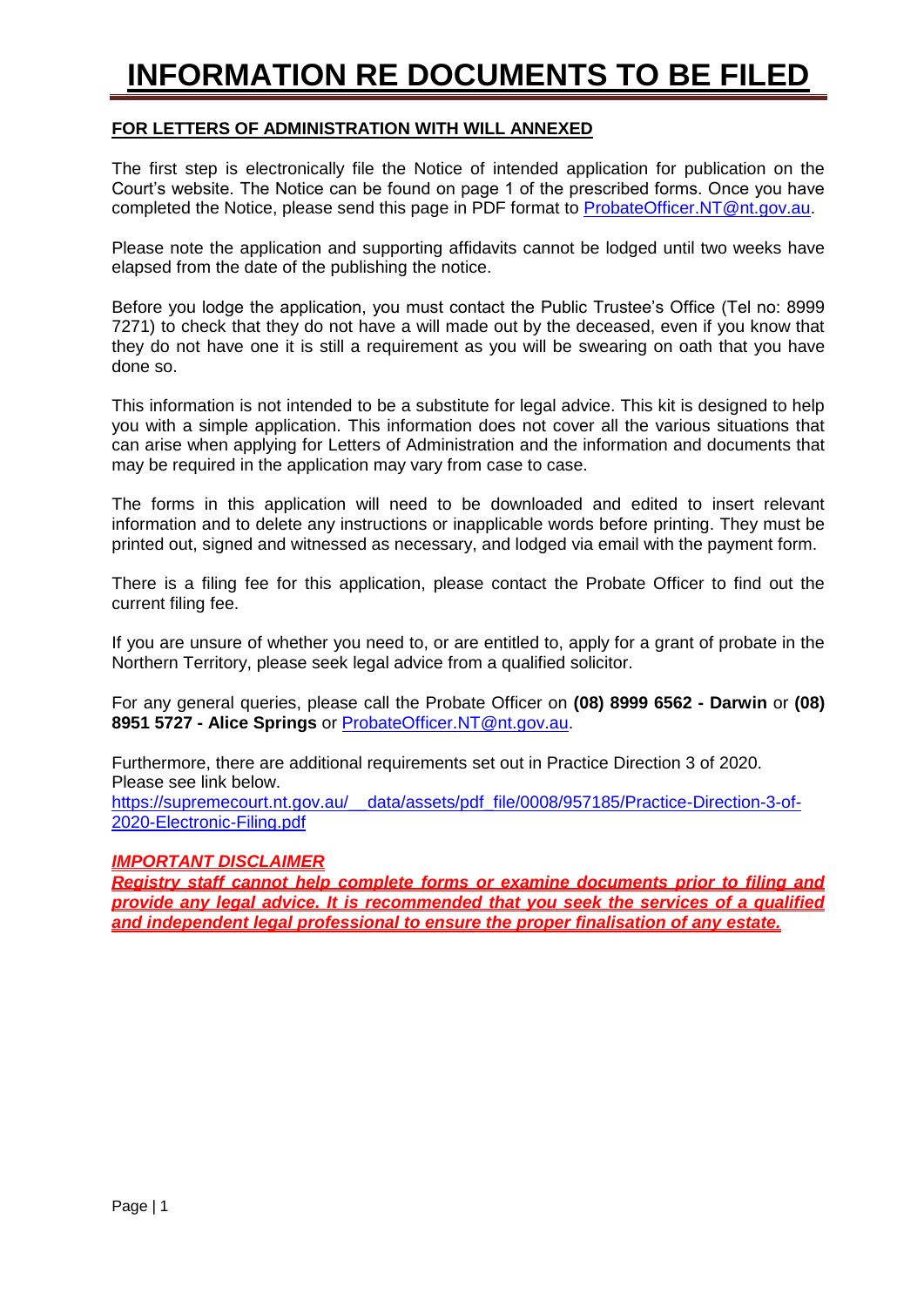# INFORMATION RE DOCUMENTS TO BE FILED

## FOR LETTERS OF ADMINISTRATION WITH WILL ANNEXED

The first step is electronically file the Notice of intended application for publication on the Court's website. The Notice can be found on page 1 of the prescribed forms. Once you have completed the Notice, please send this page in PDF format to ProbateOfficer.NT@nt.gov.au.

Please note the application and supporting affidavits cannot be lodged until two weeks have elapsed from the date of the publishing the notice.

Before you lodge the application, you must contact the Public Trustee's Office (Tel no: 8999 7271) to check that they do not have a will made out by the deceased, even if you know that they do not have one it is still a requirement as you will be swearing on oath that you have done so.

This information is not intended to be a substitute for legal advice. This kit is designed to help you with a simple application. This information does not cover all the various situations that can arise when applying for Letters of Administration and the information and documents that may be required in the application may vary from case to case.

The forms in this application will need to be downloaded and edited to insert relevant information and to delete any instructions or inapplicable words before printing. They must be printed out, signed and witnessed as necessary, and lodged via email with the payment form.

There is a filing fee for this application, please contact the Probate Officer to find out the current filing fee.

If you are unsure of whether you need to, or are entitled to, apply for a grant of probate in the Northern Territory, please seek legal advice from a qualified solicitor.

For any general queries, please call the Probate Officer on **(08) 8999 6562 - Darwin** or **(08) 8951 5727 - Alice Springs** or ProbateOfficer.NT@nt.gov.au.

Furthermore, there are additional requirements set out in Practice Direction 3 of 2020.
Please see link below.
https://supremecourt.nt.gov.au/__data/assets/pdf_file/0008/957185/Practice-Direction-3-of-2020-Electronic-Filing.pdf

***IMPORTANT DISCLAIMER***

***Registry staff cannot help complete forms or examine documents prior to filing and provide any legal advice. It is recommended that you seek the services of a qualified and independent legal professional to ensure the proper finalisation of any estate.***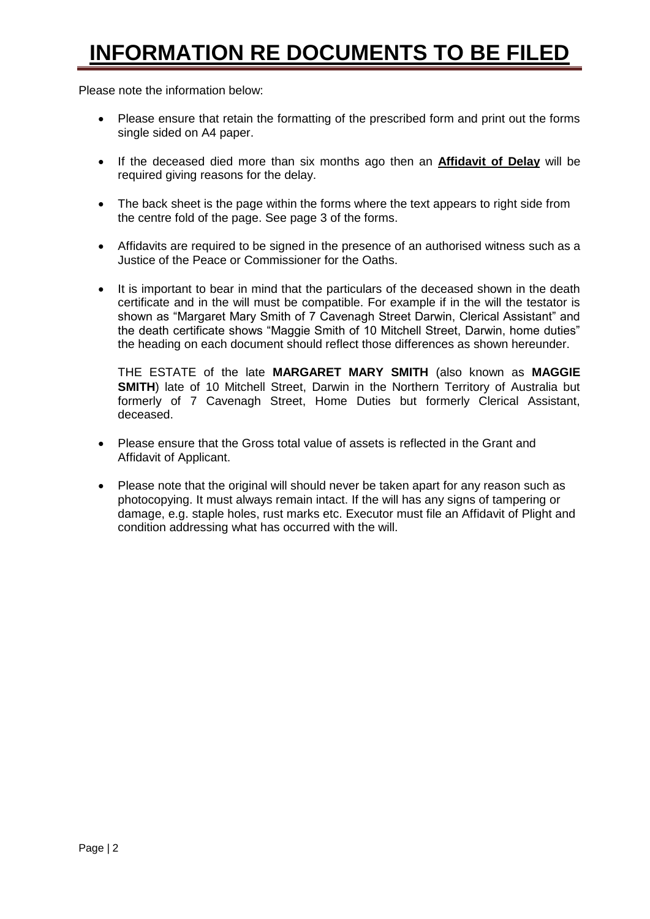# INFORMATION RE DOCUMENTS TO BE FILED

Please note the information below:

- Please ensure that retain the formatting of the prescribed form and print out the forms single sided on A4 paper.

- If the deceased died more than six months ago then an **Affidavit of Delay** will be required giving reasons for the delay.

- The back sheet is the page within the forms where the text appears to right side from the centre fold of the page. See page 3 of the forms.

- Affidavits are required to be signed in the presence of an authorised witness such as a Justice of the Peace or Commissioner for the Oaths.

- It is important to bear in mind that the particulars of the deceased shown in the death certificate and in the will must be compatible. For example if in the will the testator is shown as "Margaret Mary Smith of 7 Cavenagh Street Darwin, Clerical Assistant" and the death certificate shows "Maggie Smith of 10 Mitchell Street, Darwin, home duties" the heading on each document should reflect those differences as shown hereunder.

  THE ESTATE of the late **MARGARET MARY SMITH** (also known as **MAGGIE SMITH**) late of 10 Mitchell Street, Darwin in the Northern Territory of Australia but formerly of 7 Cavenagh Street, Home Duties but formerly Clerical Assistant, deceased.

- Please ensure that the Gross total value of assets is reflected in the Grant and Affidavit of Applicant.

- Please note that the original will should never be taken apart for any reason such as photocopying. It must always remain intact. If the will has any signs of tampering or damage, e.g. staple holes, rust marks etc. Executor must file an Affidavit of Plight and condition addressing what has occurred with the will.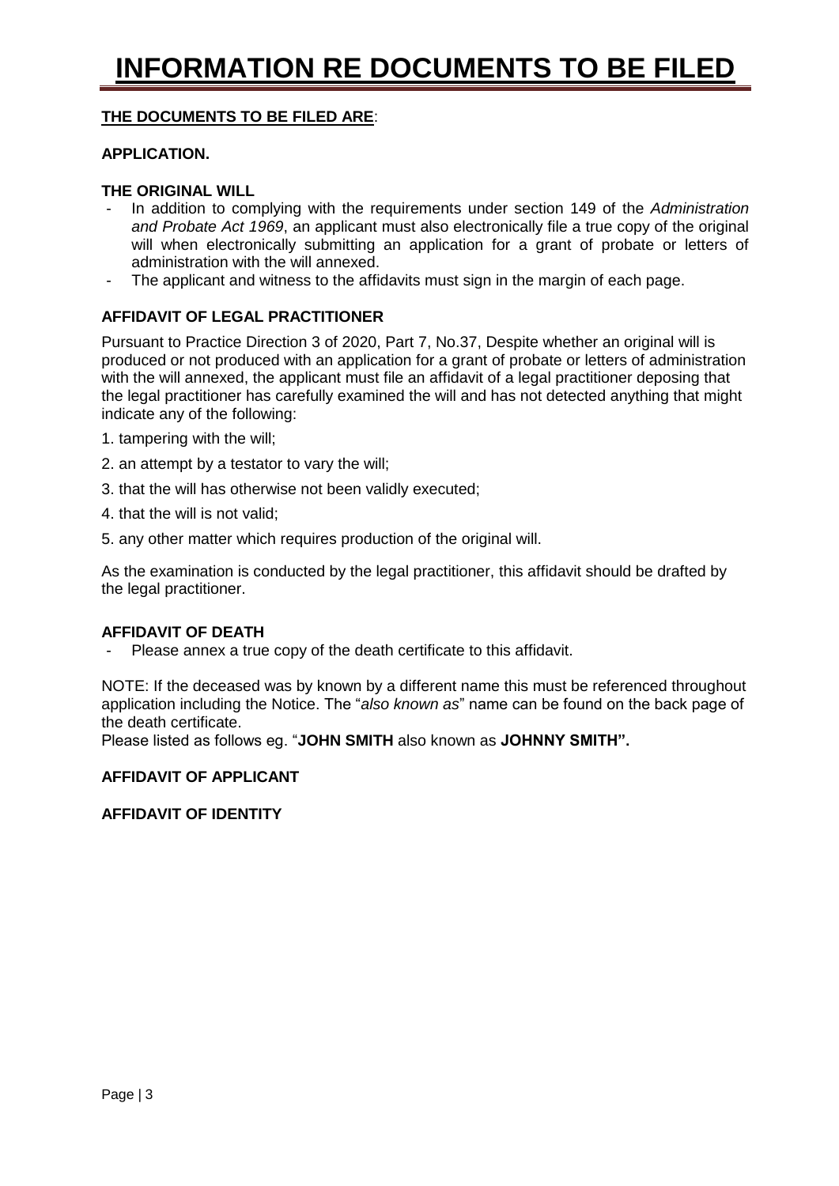# INFORMATION RE DOCUMENTS TO BE FILED

**THE DOCUMENTS TO BE FILED ARE**:

**APPLICATION.**

**THE ORIGINAL WILL**

- In addition to complying with the requirements under section 149 of the *Administration and Probate Act 1969*, an applicant must also electronically file a true copy of the original will when electronically submitting an application for a grant of probate or letters of administration with the will annexed.
- The applicant and witness to the affidavits must sign in the margin of each page.

**AFFIDAVIT OF LEGAL PRACTITIONER**

Pursuant to Practice Direction 3 of 2020, Part 7, No.37, Despite whether an original will is produced or not produced with an application for a grant of probate or letters of administration with the will annexed, the applicant must file an affidavit of a legal practitioner deposing that the legal practitioner has carefully examined the will and has not detected anything that might indicate any of the following:

1. tampering with the will;
2. an attempt by a testator to vary the will;
3. that the will has otherwise not been validly executed;
4. that the will is not valid;
5. any other matter which requires production of the original will.

As the examination is conducted by the legal practitioner, this affidavit should be drafted by the legal practitioner.

**AFFIDAVIT OF DEATH**

- Please annex a true copy of the death certificate to this affidavit.

NOTE: If the deceased was by known by a different name this must be referenced throughout application including the Notice. The "*also known as*" name can be found on the back page of the death certificate.
Please listed as follows eg. "**JOHN SMITH** also known as **JOHNNY SMITH".**

**AFFIDAVIT OF APPLICANT**

**AFFIDAVIT OF IDENTITY**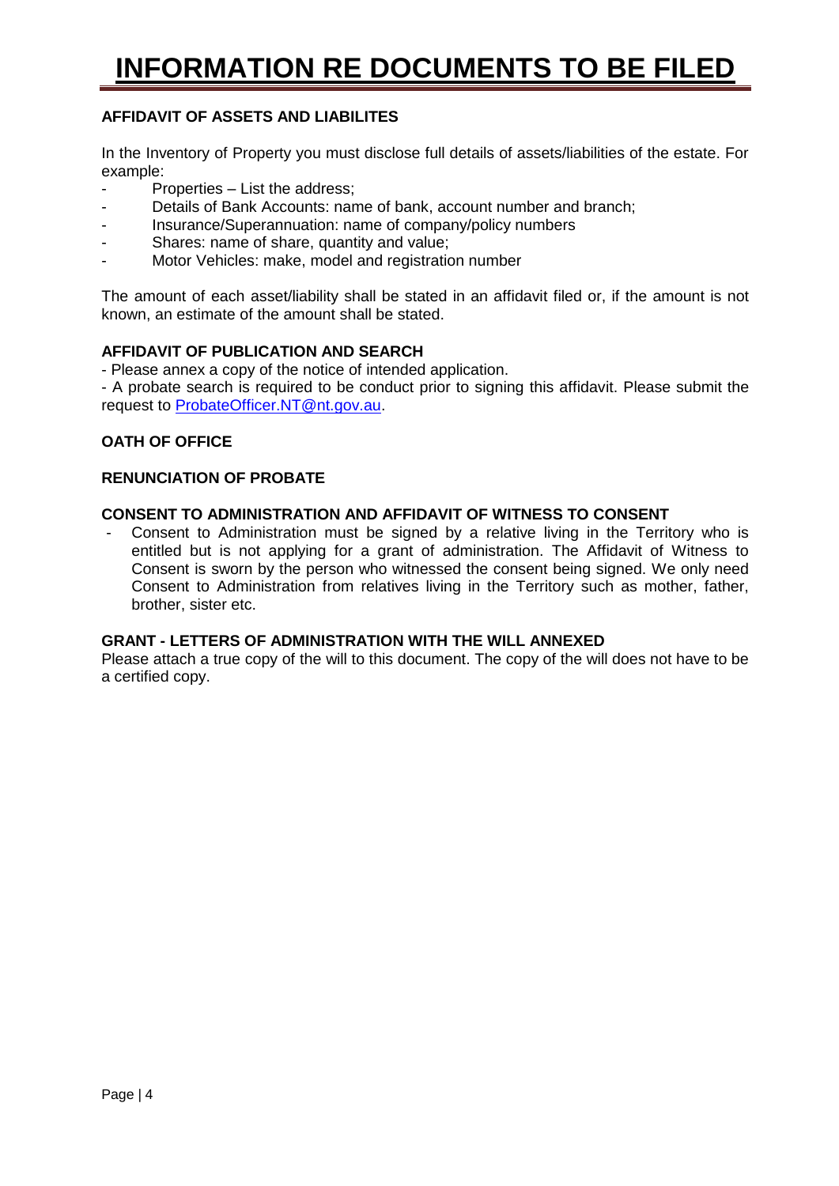# INFORMATION RE DOCUMENTS TO BE FILED

### AFFIDAVIT OF ASSETS AND LIABILITES

In the Inventory of Property you must disclose full details of assets/liabilities of the estate. For example:

- Properties – List the address;
- Details of Bank Accounts: name of bank, account number and branch;
- Insurance/Superannuation: name of company/policy numbers
- Shares: name of share, quantity and value;
- Motor Vehicles: make, model and registration number

The amount of each asset/liability shall be stated in an affidavit filed or, if the amount is not known, an estimate of the amount shall be stated.

### AFFIDAVIT OF PUBLICATION AND SEARCH

- Please annex a copy of the notice of intended application.
- A probate search is required to be conduct prior to signing this affidavit. Please submit the request to ProbateOfficer.NT@nt.gov.au.

### OATH OF OFFICE

### RENUNCIATION OF PROBATE

### CONSENT TO ADMINISTRATION AND AFFIDAVIT OF WITNESS TO CONSENT

- Consent to Administration must be signed by a relative living in the Territory who is entitled but is not applying for a grant of administration. The Affidavit of Witness to Consent is sworn by the person who witnessed the consent being signed. We only need Consent to Administration from relatives living in the Territory such as mother, father, brother, sister etc.

### GRANT - LETTERS OF ADMINISTRATION WITH THE WILL ANNEXED

Please attach a true copy of the will to this document. The copy of the will does not have to be a certified copy.